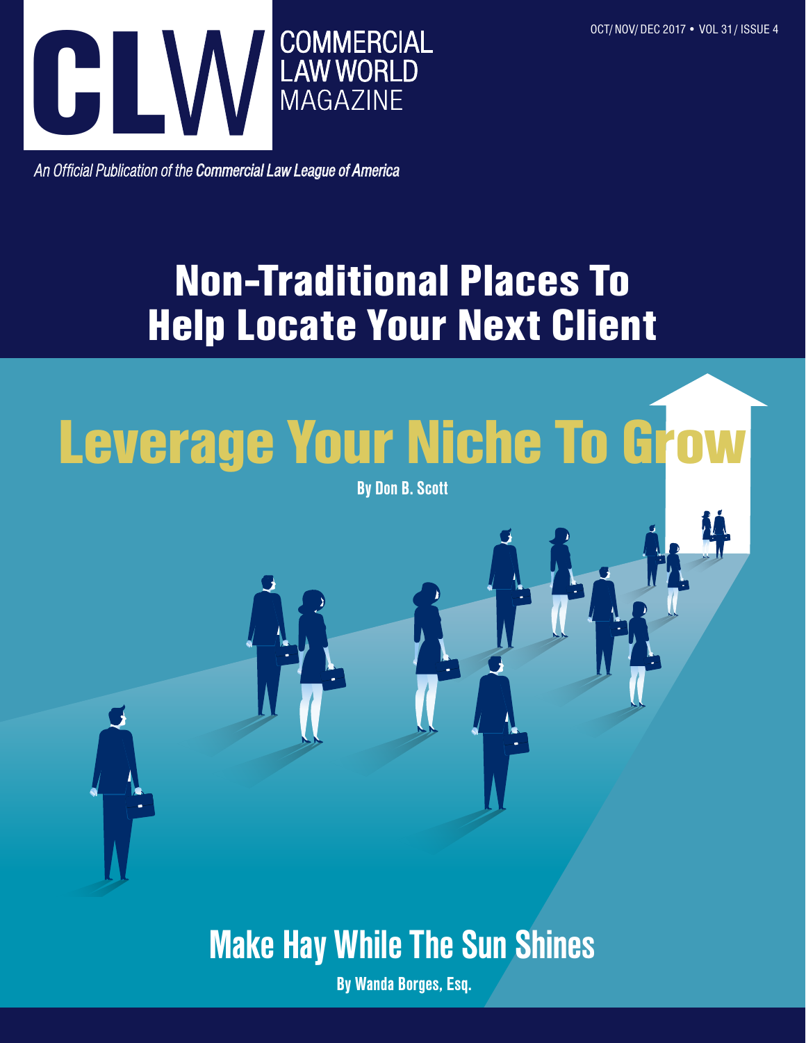# COMMERCIAL LAW WORLD MAGAZINE

OCT/ NOV/ DEC 2017 • VOL 31 / ISSUE 4

*An Official Publication of the Commercial Law League of America*

## Non-Traditional Places To Help Locate Your Next Client

## Leverage Your Niche To Grow

**By Don B. Scott**

## Make Hay While The Sun Shines

**By Wanda Borges, Esq.**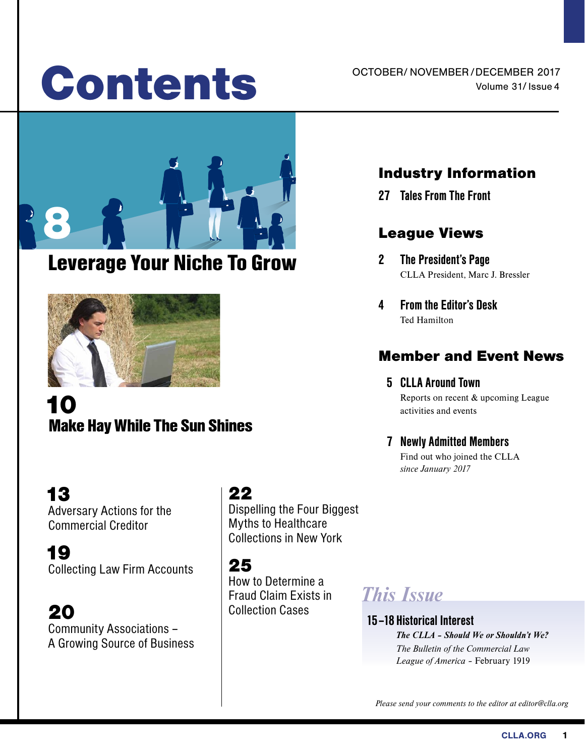# Contents

OCTOBER/ NOVEMBER / DECEMBER 2017
Volume 31/ Issue 4

**8**
## Leverage Your Niche To Grow

**10**
## Make Hay While The Sun Shines

**13**
Adversary Actions for the Commercial Creditor

**19**
Collecting Law Firm Accounts

**20**
Community Associations – A Growing Source of Business

**22**
Dispelling the Four Biggest Myths to Healthcare Collections in New York

**25**
How to Determine a Fraud Claim Exists in Collection Cases

## Industry Information

**27 Tales From The Front**

## League Views

**2 The President's Page**
CLLA President, Marc J. Bressler

**4 From the Editor's Desk**
Ted Hamilton

## Member and Event News

**5 CLLA Around Town**
Reports on recent & upcoming League activities and events

**7 Newly Admitted Members**
Find out who joined the CLLA *since January 2017*

*This Issue*

**15 –18 Historical Interest**
***The CLLA - Should We or Shouldn't We?***
*The Bulletin of the Commercial Law League of America* - February 1919

*Please send your comments to the editor at editor@clla.org*